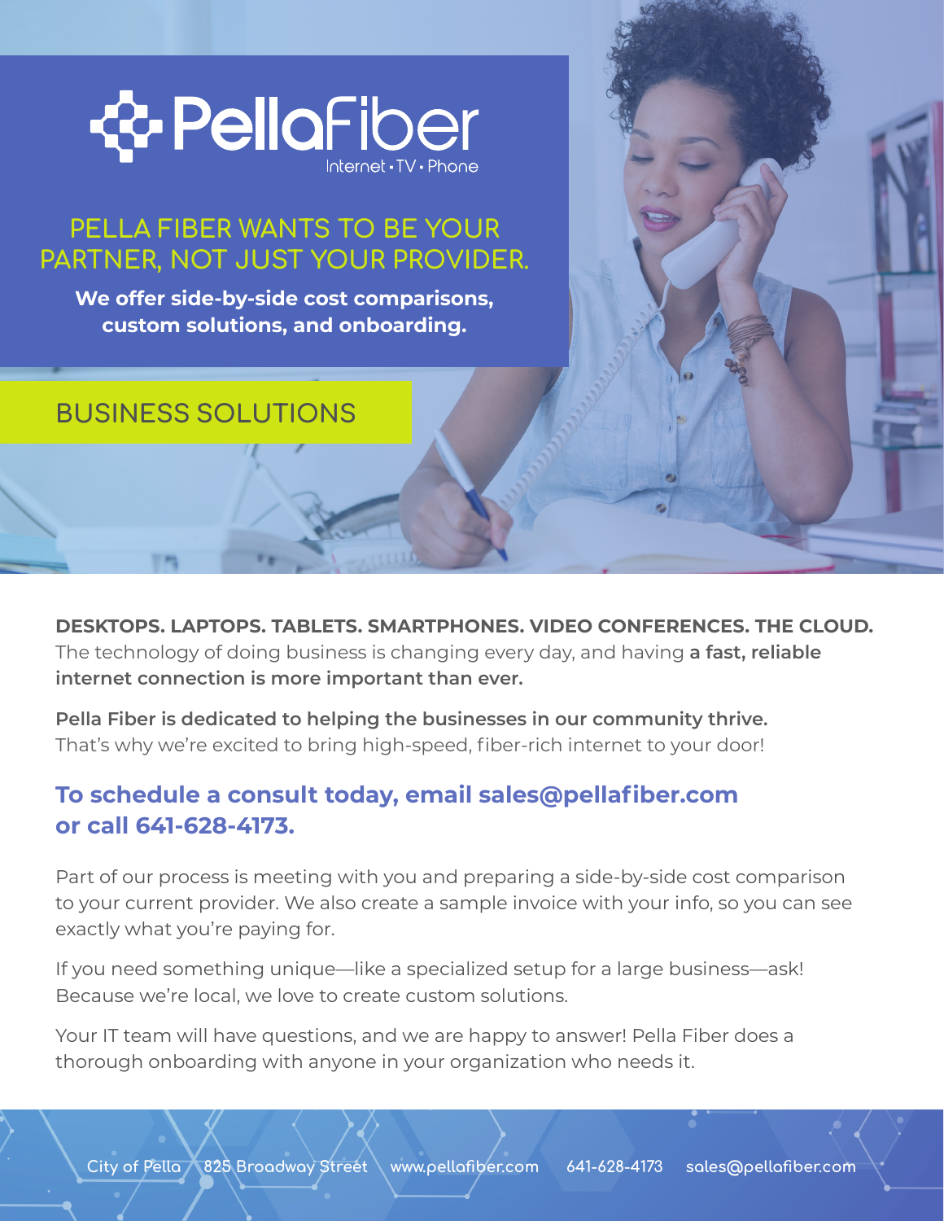# PellaFiber

Internet • TV • Phone

## PELLA FIBER WANTS TO BE YOUR PARTNER, NOT JUST YOUR PROVIDER.

**We offer side-by-side cost comparisons, custom solutions, and onboarding.**

## BUSINESS SOLUTIONS

**DESKTOPS. LAPTOPS. TABLETS. SMARTPHONES. VIDEO CONFERENCES. THE CLOUD.** The technology of doing business is changing every day, and having **a fast, reliable internet connection is more important than ever.**

**Pella Fiber is dedicated to helping the businesses in our community thrive.** That's why we're excited to bring high-speed, fiber-rich internet to your door!

### To schedule a consult today, email sales@pellafiber.com or call 641-628-4173.

Part of our process is meeting with you and preparing a side-by-side cost comparison to your current provider. We also create a sample invoice with your info, so you can see exactly what you're paying for.

If you need something unique—like a specialized setup for a large business—ask! Because we're local, we love to create custom solutions.

Your IT team will have questions, and we are happy to answer! Pella Fiber does a thorough onboarding with anyone in your organization who needs it.

City of Pella 825 Broadway Street www.pellafiber.com 641-628-4173 sales@pellafiber.com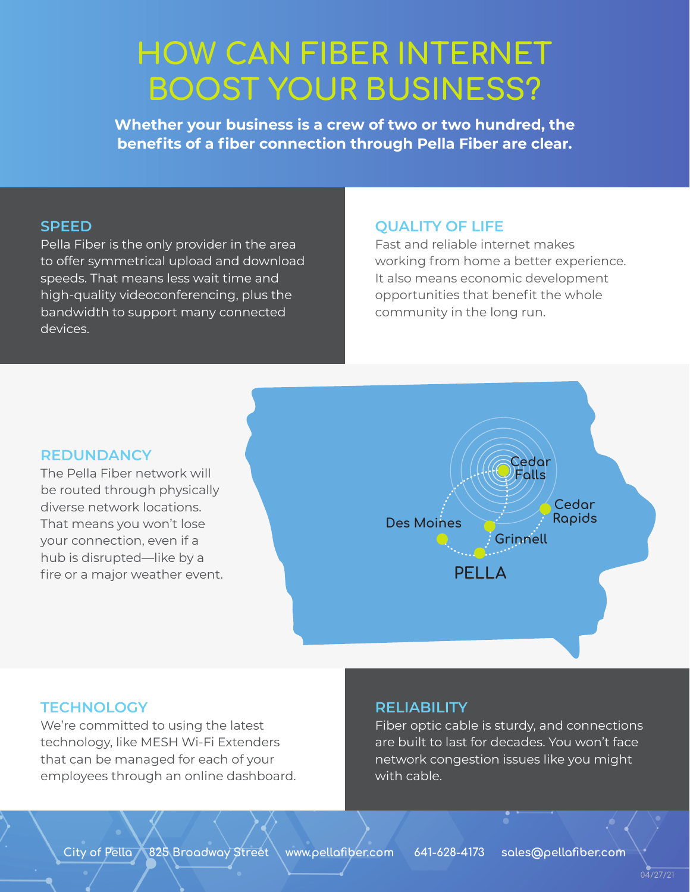# HOW CAN FIBER INTERNET BOOST YOUR BUSINESS?

**Whether your business is a crew of two or two hundred, the benefits of a fiber connection through Pella Fiber are clear.**

## SPEED

Pella Fiber is the only provider in the area to offer symmetrical upload and download speeds. That means less wait time and high-quality videoconferencing, plus the bandwidth to support many connected devices.

## QUALITY OF LIFE

Fast and reliable internet makes working from home a better experience. It also means economic development opportunities that benefit the whole community in the long run.

## REDUNDANCY

The Pella Fiber network will be routed through physically diverse network locations. That means you won't lose your connection, even if a hub is disrupted—like by a fire or a major weather event.

Cedar Falls
Cedar Rapids
Des Moines
Grinnell
PELLA

## TECHNOLOGY

We're committed to using the latest technology, like MESH Wi-Fi Extenders that can be managed for each of your employees through an online dashboard.

## RELIABILITY

Fiber optic cable is sturdy, and connections are built to last for decades. You won't face network congestion issues like you might with cable.

City of Pella 825 Broadway Street www.pellafiber.com 641-628-4173 sales@pellafiber.com

04/27/21